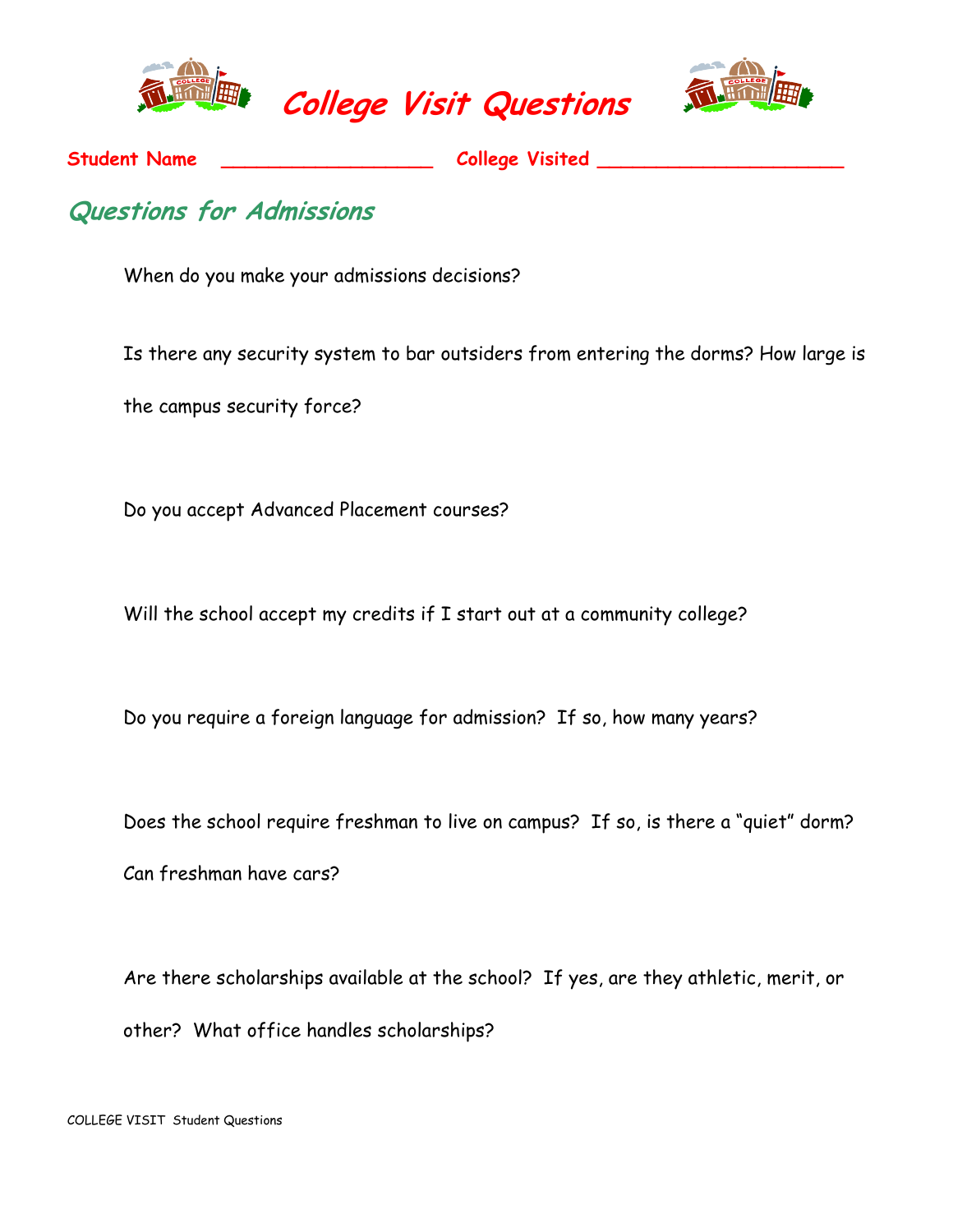# College Visit Questions

**Student Name** ___________________ **College Visited** ______________________

## Questions for Admissions

When do you make your admissions decisions?

Is there any security system to bar outsiders from entering the dorms? How large is the campus security force?

Do you accept Advanced Placement courses?

Will the school accept my credits if I start out at a community college?

Do you require a foreign language for admission? If so, how many years?

Does the school require freshman to live on campus? If so, is there a "quiet" dorm? Can freshman have cars?

Are there scholarships available at the school? If yes, are they athletic, merit, or other? What office handles scholarships?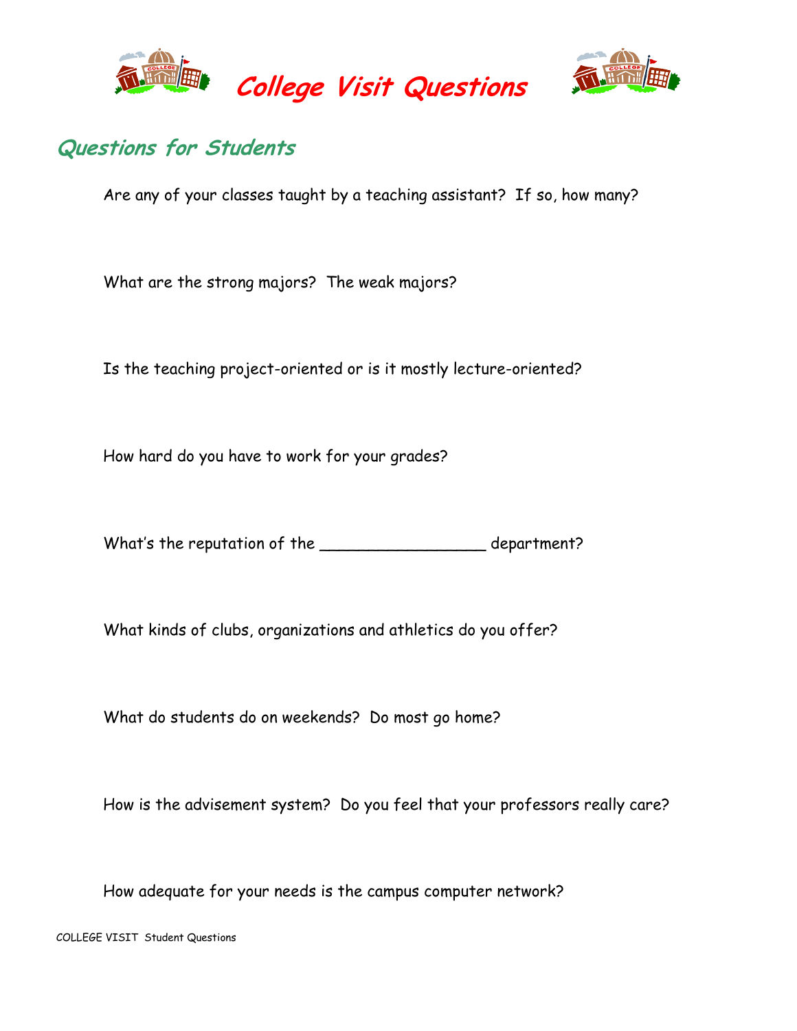# College Visit Questions

## Questions for Students

Are any of your classes taught by a teaching assistant? If so, how many?

What are the strong majors? The weak majors?

Is the teaching project-oriented or is it mostly lecture-oriented?

How hard do you have to work for your grades?

What's the reputation of the _________________ department?

What kinds of clubs, organizations and athletics do you offer?

What do students do on weekends? Do most go home?

How is the advisement system? Do you feel that your professors really care?

How adequate for your needs is the campus computer network?